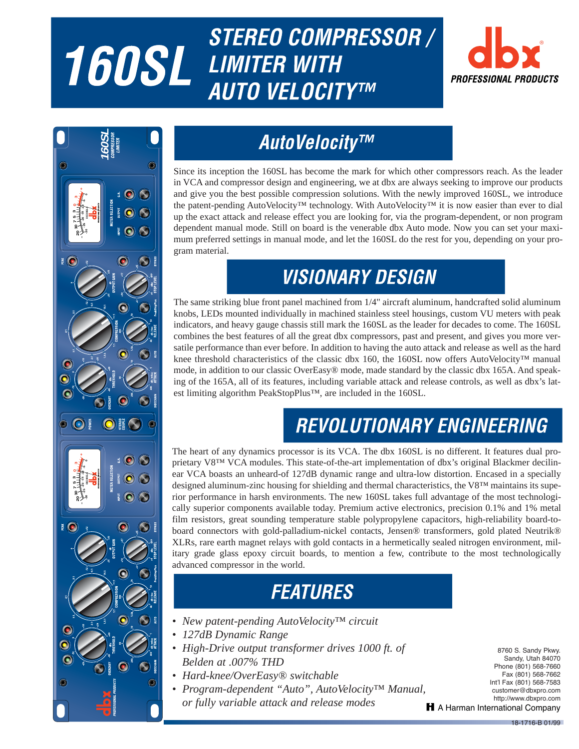# 160SL STEREO COMPRESSOR / LIMITER WITH AUTO VELOCITY™

dbx PROFESSIONAL PRODUCTS

## AutoVelocity™

Since its inception the 160SL has become the mark for which other compressors reach. As the leader in VCA and compressor design and engineering, we at dbx are always seeking to improve our products and give you the best possible compression solutions. With the newly improved 160SL, we introduce the patent-pending AutoVelocity™ technology. With AutoVelocity™ it is now easier than ever to dial up the exact attack and release effect you are looking for, via the program-dependent, or non program dependent manual mode. Still on board is the venerable dbx Auto mode. Now you can set your maximum preferred settings in manual mode, and let the 160SL do the rest for you, depending on your program material.

## VISIONARY DESIGN

The same striking blue front panel machined from 1/4" aircraft aluminum, handcrafted solid aluminum knobs, LEDs mounted individually in machined stainless steel housings, custom VU meters with peak indicators, and heavy gauge chassis still mark the 160SL as the leader for decades to come. The 160SL combines the best features of all the great dbx compressors, past and present, and gives you more versatile performance than ever before. In addition to having the auto attack and release as well as the hard knee threshold characteristics of the classic dbx 160, the 160SL now offers AutoVelocity™ manual mode, in addition to our classic OverEasy® mode, made standard by the classic dbx 165A. And speaking of the 165A, all of its features, including variable attack and release controls, as well as dbx's latest limiting algorithm PeakStopPlus™, are included in the 160SL.

## REVOLUTIONARY ENGINEERING

The heart of any dynamics processor is its VCA. The dbx 160SL is no different. It features dual proprietary V8™ VCA modules. This state-of-the-art implementation of dbx's original Blackmer decilinear VCA boasts an unheard-of 127dB dynamic range and ultra-low distortion. Encased in a specially designed aluminum-zinc housing for shielding and thermal characteristics, the V8™ maintains its superior performance in harsh environments. The new 160SL takes full advantage of the most technologically superior components available today. Premium active electronics, precision 0.1% and 1% metal film resistors, great sounding temperature stable polypropylene capacitors, high-reliability board-to-board connectors with gold-palladium-nickel contacts, Jensen® transformers, gold plated Neutrik® XLRs, rare earth magnet relays with gold contacts in a hermetically sealed nitrogen environment, military grade glass epoxy circuit boards, to mention a few, contribute to the most technologically advanced compressor in the world.

## FEATURES

- *New patent-pending AutoVelocity™ circuit*
- *127dB Dynamic Range*
- *High-Drive output transformer drives 1000 ft. of Belden at .007% THD*
- *Hard-knee/OverEasy® switchable*
- *Program-dependent "Auto", AutoVelocity™ Manual, or fully variable attack and release modes*

8760 S. Sandy Pkwy.
Sandy, Utah 84070
Phone (801) 568-7660
Fax (801) 568-7662
Int'l Fax (801) 568-7583
customer@dbxpro.com
http://www.dbxpro.com
A Harman International Company

18-1716-B 01/99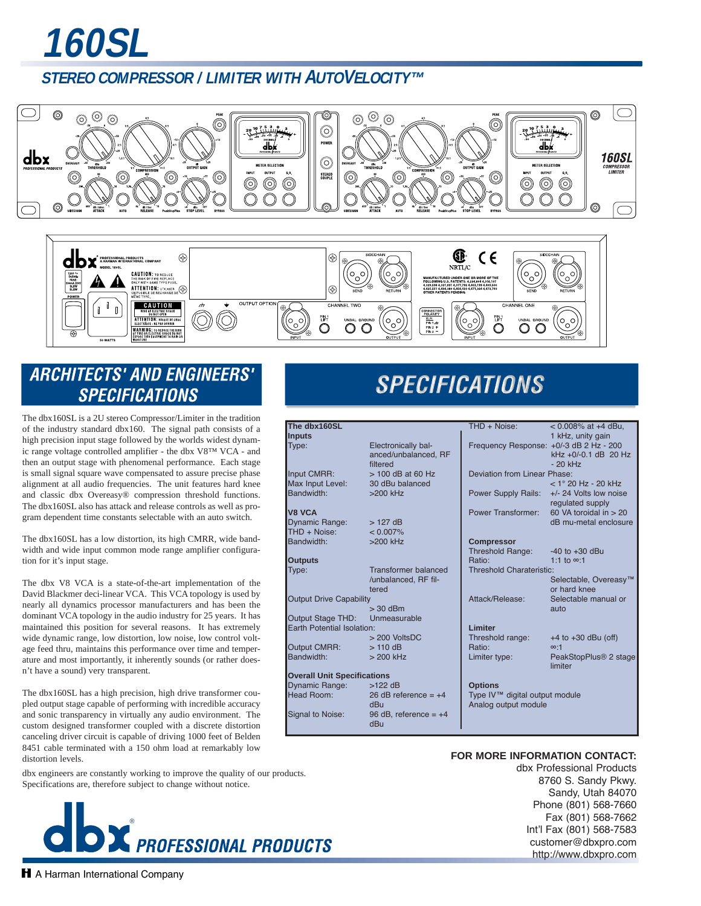# 160SL

## STEREO COMPRESSOR / LIMITER WITH AUTOVELOCITY™

## ARCHITECTS' AND ENGINEERS' SPECIFICATIONS

The dbx160SL is a 2U stereo Compressor/Limiter in the tradition of the industry standard dbx160. The signal path consists of a high precision input stage followed by the worlds widest dynamic range voltage controlled amplifier - the dbx V8™ VCA - and then an output stage with phenomenal performance. Each stage is small signal square wave compensated to assure precise phase alignment at all audio frequencies. The unit features hard knee and classic dbx Overeasy® compression threshold functions. The dbx160SL also has attack and release controls as well as program dependent time constants selectable with an auto switch.

The dbx160SL has a low distortion, its high CMRR, wide bandwidth and wide input common mode range amplifier configuration for it's input stage.

The dbx V8 VCA is a state-of-the-art implementation of the David Blackmer deci-linear VCA. This VCA topology is used by nearly all dynamics processor manufacturers and has been the dominant VCA topology in the audio industry for 25 years. It has maintained this position for several reasons. It has extremely wide dynamic range, low distortion, low noise, low control voltage feed thru, maintains this performance over time and temperature and most importantly, it inherently sounds (or rather doesn't have a sound) very transparent.

The dbx160SL has a high precision, high drive transformer coupled output stage capable of performing with incredible accuracy and sonic transparency in virtually any audio environment. The custom designed transformer coupled with a discrete distortion canceling driver circuit is capable of driving 1000 feet of Belden 8451 cable terminated with a 150 ohm load at remarkably low distortion levels.

dbx engineers are constantly working to improve the quality of our products. Specifications are, therefore subject to change without notice.

## SPECIFICATIONS

**The dbx160SL**

**Inputs**

| | |
|---|---|
| Type: | Electronically balanced/unbalanced, RF filtered |
| Input CMRR: | > 100 dB at 60 Hz |
| Max Input Level: | 30 dBu balanced |
| Bandwidth: | >200 kHz |

**V8 VCA**

| | |
|---|---|
| Dynamic Range: | > 127 dB |
| THD + Noise: | < 0.007% |
| Bandwidth: | >200 kHz |

**Outputs**

| | |
|---|---|
| Type: | Transformer balanced /unbalanced, RF filtered |
| Output Drive Capability | > 30 dBm |
| Output Stage THD: | Unmeasurable |
| Earth Potential Isolation: | > 200 VoltsDC |
| Output CMRR: | > 110 dB |
| Bandwidth: | > 200 kHz |

**Overall Unit Specifications**

| | |
|---|---|
| Dynamic Range: | >122 dB |
| Head Room: | 26 dB reference = +4 dBu |
| Signal to Noise: | 96 dB, reference = +4 dBu |
| THD + Noise: | < 0.008% at +4 dBu, 1 kHz, unity gain |
| Frequency Response: | +0/-3 dB 2 Hz - 200 kHz +0/-0.1 dB 20 Hz - 20 kHz |
| Deviation from Linear Phase: | < 1° 20 Hz - 20 kHz |
| Power Supply Rails: | +/- 24 Volts low noise regulated supply |
| Power Transformer: | 60 VA toroidal in > 20 dB mu-metal enclosure |

**Compressor**

| | |
|---|---|
| Threshold Range: | -40 to +30 dBu |
| Ratio: | 1:1 to ∞:1 |
| Threshold Charateristic: | Selectable, Overeasy™ or hard knee |
| Attack/Release: | Selectable manual or auto |

**Limiter**

| | |
|---|---|
| Threshold range: | +4 to +30 dBu (off) |
| Ratio: | ∞:1 |
| Limiter type: | PeakStopPlus® 2 stage limiter |

**Options**

Type IV™ digital output module
Analog output module

**FOR MORE INFORMATION CONTACT:**

dbx Professional Products
8760 S. Sandy Pkwy.
Sandy, Utah 84070
Phone (801) 568-7660
Fax (801) 568-7662
Int'l Fax (801) 568-7583
customer@dbxpro.com
http://www.dbxpro.com

dbx® PROFESSIONAL PRODUCTS

A Harman International Company